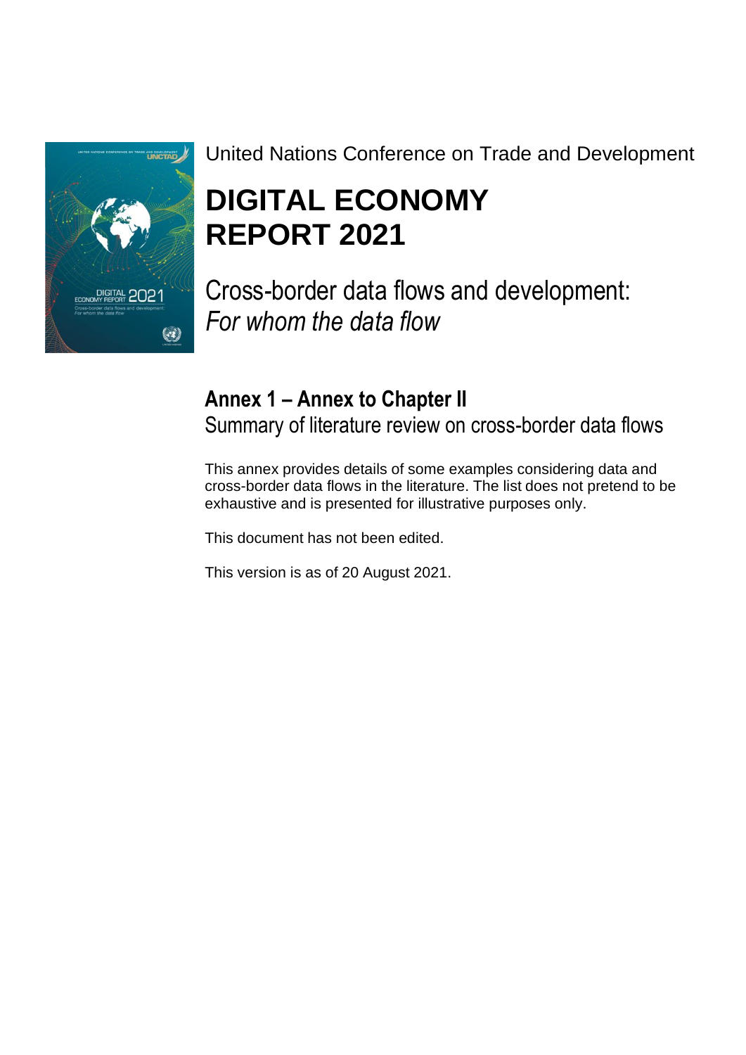United Nations Conference on Trade and Development

# DIGITAL ECONOMY REPORT 2021

Cross-border data flows and development:
*For whom the data flow*

## Annex 1 – Annex to Chapter II

Summary of literature review on cross-border data flows

This annex provides details of some examples considering data and cross-border data flows in the literature. The list does not pretend to be exhaustive and is presented for illustrative purposes only.

This document has not been edited.

This version is as of 20 August 2021.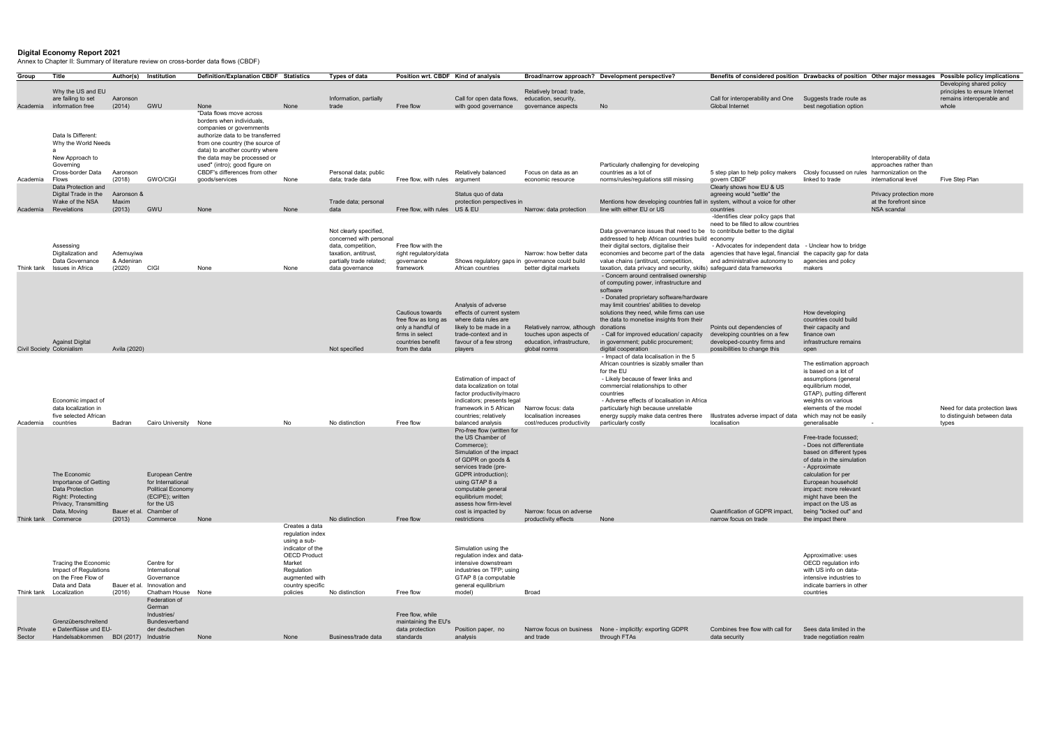**Digital Economy Report 2021**

Annex to Chapter II: Summary of literature review on cross-border data flows (CBDF)

| Group | Title | Author(s) | Institution | Definition/Explanation CBDF | Statistics | Types of data | Position wrt. CBDF | Kind of analysis | Broad/narrow approach? | Development perspective? | Benefits of considered position | Drawbacks of position | Other major messages | Possible policy implications |
|---|---|---|---|---|---|---|---|---|---|---|---|---|---|---|
| Academia | Why the US and EU are failing to set information free | Aaronson (2014) | GWU | None | None | Information, partially trade | Free flow | Call for open data flows, with good governance | Relatively broad: trade, education, security, governance aspects | No | Call for interoperability and One Global Internet | Suggests trade route as best negotiation option | | Developing shared policy principles to ensure Internet remains interoperable and whole |
| Academia | Data Is Different: Why the World Needs a New Approach to Governing Cross-border Data Flows | Aaronson (2018) | GWO/CIGI | "Data flows move across borders when individuals, companies or governments authorize data to be transferred from one country (the source of data) to another country where the data may be processed or used" (intro); good figure on CBDF's differences from other goods/services | None | Personal data; public data; trade data | Free flow, with rules | Relatively balanced argument | Focus on data as an economic resource | Particularly challenging for developing countries as a lot of norms/rules/regulations still missing | 5 step plan to help policy makers govern CBDF | Closly focussed on rules linked to trade | Interoperability of data approaches rather than harmonization on the international level | Five Step Plan |
| Academia | Data Protection and Digital Trade in the Wake of the NSA Revelations | Aaronson & Maxim (2013) | GWU | None | None | Trade data; personal data | Free flow, with rules | Status quo of data protection perspectives in US & EU | Narrow: data protection | Mentions how developing countries fall in system, without a voice for other line with either EU or US | Clearly shows how EU & US agreeing would "settle" the countries | | Privacy protection more at the forefront since NSA scandal | |
| Think tank | Assessing Digitalization and Data Governance Issues in Africa | Ademuyiwa & Adeniran (2020) | CIGI | None | None | Not clearly specified, concerned with personal data, competition, taxation, antitrust, partially trade related; data governance | Free flow with the right regulatory/data governance framework | Shows regulatory gaps in African countries | Narrow: how better data governance could build better digital markets | Data governance issues that need to be addressed to help African countries build their digital sectors, digitalise their economies and become part of the data value chains (antitrust, competition, taxation, data privacy and security, skills) | -Identifies clear policy gaps that need to be filled to allow countries to contribute better to the digital economy<br>- Advocates for independent data agencies that have legal, financial and administrative autonomy to safeguard data frameworks | - Unclear how to bridge the capacity gap for data agencies and policy makers | | |
| Civil Society | Against Digital Colonialism | Avila (2020) | | | | Not specified | Cautious towards free flow as long as only a handful of firms in select countries benefit from the data | Analysis of adverse effects of current system where data rules are likely to be made in a trade-context and in favour of a few strong players | Relatively narrow, although touches upon aspects of education, infrastructure, global norms | - Concern around centralised ownership of computing power, infrastructure and software<br>- Donated proprietary software/hardware may limit countries' abilities to develop solutions they need, while firms can use the data to monetise insights from their donations<br>- Call for improved education/ capacity in government; public procurement; digital cooperation | Points out dependencies of developing countries on a few developed-country firms and possibilities to change this | How developing countries could build their capacity and finance own infrastructure remains open | | |
| Academia | Economic impact of data localization in five selected African countries | Badran | Cairo University | None | No | No distinction | Free flow | Estimation of impact of data localization on total factor productivity/macro indicators; presents legal framework in 5 African countries; relatively balanced analysis | Narrow focus: data localisation increases cost/reduces productivity | - Impact of data localisation in the 5 African countries is sizably smaller than for the EU<br>- Likely because of fewer links and commercial relationships to other countries<br>- Adverse effects of localisation in Africa particularly high because unreliable energy supply make data centres there particularly costly | Illustrates adverse impact of data localisation | The estimation approach is based on a lot of assumptions (general equilibrium model, GTAP), putting different weights on various elements of the model which may not be easily generalisable | - | Need for data protection laws to distinguish between data types |
| Think tank | The Economic Importance of Getting Data Protection Right: Protecting Privacy, Transmitting Data, Moving Commerce | Bauer et al. (2013) | European Centre for International Political Economy (ECIPE); written for the US Chamber of Commerce | None | | No distinction | Free flow | Pro-free flow (written for the US Chamber of Commerce);<br>Simulation of the impact of GDPR on goods & services trade (pre-GDPR introduction); using GTAP 8 a computable general equilibrium model; assess how firm-level cost is impacted by restrictions | Narrow: focus on adverse productivity effects | None | Quantification of GDPR impact, narrow focus on trade | Free-trade focussed;<br>- Does not differentiate based on different types of data in the simulation<br>- Approximate calculation for per European household impact: more relevant might have been the impact on the US as being "locked out" and the impact there | | |
| Think tank | Tracing the Economic Impact of Regulations on the Free Flow of Data and Data Localization | Bauer et al. (2016) | Centre for International Governance Innovation and Chatham House | None | Creates a data regulation index using a sub-indicator of the OECD Product Market Regulation augmented with country specific policies | No distinction | Free flow | Simulation using the regulation index and data-intensive downstream industries on TFP; using GTAP 8 (a computable general equilibrium model) | Broad | | | Approximative: uses OECD regulation info with US info on data-intensive industries to indicate barriers in other countries | | |
| Private Sector | Grenzüberschreitende Datenflüsse und EU-Handelsabkommen | BDI (2017) | Federation of German Industries/ Bundesverband der deutschen Industrie | None | None | Business/trade data | Free flow, while maintaining the EU's data protection standards | Position paper, no analysis | Narrow focus on business and trade | None - implicitly: exporting GDPR through FTAs | Combines free flow with call for data security | Sees data limited in the trade negotiation realm | | |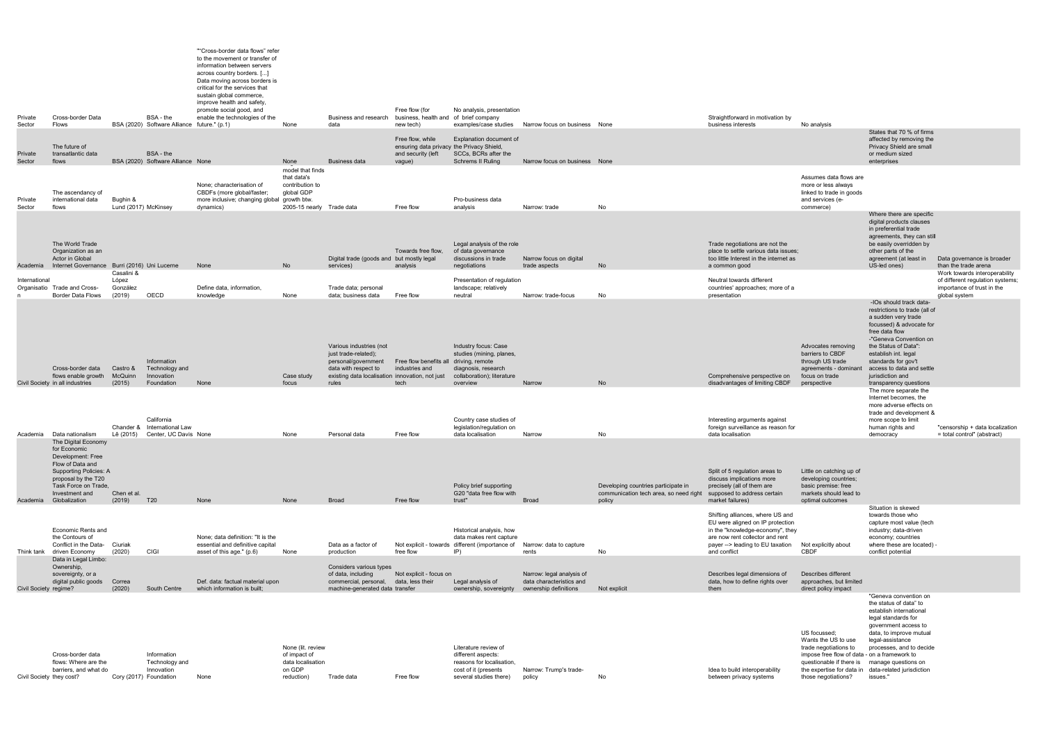| | | | | | | | | | | | | | | |
|---|---|---|---|---|---|---|---|---|---|---|---|---|---|---|
| Private Sector | Cross-border Data Flows | BSA (2020) | BSA - the Software Alliance | ""Cross-border data flows" refer to the movement or transfer of information between servers across country borders. [...] Data moving across borders is critical for the services that sustain global commerce, improve health and safety, promote social good, and enable the technologies of the future." (p.1) | None | Business and research data | Free flow (for business, health and new tech) | No analysis, presentation of brief company examples/case studies | Narrow focus on business | None | Straightforward in motivation by business interests | No analysis | | |
| Private Sector | The future of transatlantic data flows | BSA (2020) | BSA - the Software Alliance | None | None | Business data | Free flow, while ensuring data privacy and security (left vague) | Explanation document of the Privacy Shield, SCCs, BCRs after the Schrems II Ruling | Narrow focus on business | None | | | States that 70 % of firms affected by removing the Privacy Shield are small or medium sized enterprises | |
| Private Sector | The ascendancy of international data flows | Bughin & Lund (2017) | McKinsey | None; characterisation of CBDFs (more global/faster; more inclusive; changing global dynamics) | model that finds that data's contribution to global GDP growth btw. 2005-15 nearly | Trade data | Free flow | Pro-business data analysis | Narrow: trade | No | | Assumes data flows are more or less always linked to trade in goods and services (e-commerce) | | |
| Academia | The World Trade Organization as an Actor in Global Internet Governance | Burri (2016) | Uni Lucerne | None | No | Digital trade (goods and services) | Towards free flow, but mostly legal analysis | Legal analysis of the role of data governance discussions in trade negotiations | Narrow focus on digital trade aspects | No | Trade negotiations are not the place to settle various data issues; too little Interest in the internet as a common good | | Where there are specific digital products clauses in preferential trade agreements, they can still be easily overridden by other parts of the agreement (at least in US-led ones) | Data governance is broader than the trade arena |
| International Organisation | Trade and Cross-Border Data Flows | Casalini & López González (2019) | OECD | Define data, information, knowledge | None | Trade data; personal data; business data | Free flow | Presentation of regulation landscape; relatively neutral | Narrow: trade-focus | No | Neutral towards different countries' approaches; more of a presentation | | | Work towards interoperability of different regulation systems; importance of trust in the global system |
| Civil Society | Cross-border data flows enable growth in all industries | Castro & McQuinn (2015) | Information Technology and Innovation Foundation | None | Case study focus | Various industries (not just trade-related); personal/government data with respect to existing data localisation rules | Free flow benefits all industries and innovation, not just tech | Industry focus: Case studies (mining, planes, driving, remote diagnosis, research collaboration); literature overview | Narrow | No | Comprehensive perspective on disadvantages of limiting CBDF | Advocates removing barriers to CBDF through US trade agreements - dominant focus on trade perspective | -IOs should track data-restrictions to trade (all of a sudden very trade focussed) & advocate for free data flow -"Geneva Convention on the Status of Data": establish int. legal standards for gov't access to data and settle jurisdiction and transparency questions | |
| Academia | Data nationalism | Chander & Lê (2015) | California International Law Center, UC Davis | None | None | Personal data | Free flow | Country case studies of legislation/regulation on data localisation | Narrow | No | Interesting arguments against foreign surveillance as reason for data localisation | | The more separate the Internet becomes, the more adverse effects on trade and development & more scope to limit human rights and democracy | "censorship + data localization = total control" (abstract) |
| Academia | The Digital Economy for Economic Development: Free Flow of Data and Supporting Policies: A proposal by the T20 Task Force on Trade, Investment and Globalization | Chen et al. (2019) | T20 | None | None | Broad | Free flow | Policy brief supporting G20 "data free flow with trust" | Broad | Developing countries participate in communication tech area, so need right policy | Split of 5 regulation areas to discuss implications more precisely (all of them are supposed to address certain market failures) | Little on catching up of developing countries; basic premise: free markets should lead to optimal outcomes | | |
| Think tank | Economic Rents and the Contours of Conflict in the Data-driven Economy | Ciuriak (2020) | CIGI | None; data definition: "It is the essential and definitive capital asset of this age." (p.6) | None | Data as a factor of production | Not explicit - towards free flow | Historical analysis, how data makes rent capture different (importance of IP) | Narrow: data to capture rents | No | Shifting alliances, where US and EU were aligned on IP protection in the "knowledge-economy", they are now rent collector and rent payer –> leading to EU taxation and conflict | Not explicitly about CBDF | Situation is skewed towards those who capture most value (tech industry; data-driven economy; countries where these are located) - conflict potential | |
| Civil Society | Data in Legal Limbo: Ownership, sovereignty, or a digital public goods regime? | Correa (2020) | South Centre | Def. data: factual material upon which information is built; | | Considers various types of data, including commercial, personal, machine-generated data | Not explicit - focus on data, less their transfer | Legal analysis of ownership, sovereignty | Narrow: legal analysis of data characteristics and ownership definitions | Not explicit | Describes legal dimensions of data, how to define rights over them | Describes different approaches, but limited direct policy impact | | |
| Civil Society | Cross-border data flows: Where are the barriers, and what do they cost? | Cory (2017) | Information Technology and Innovation Foundation | None | None (lit. review of impact of data localisation on GDP reduction) | Trade data | Free flow | Literature review of different aspects: reasons for localisation, cost of it (presents several studies there) | Narrow: Trump's trade-policy | No | Idea to build interoperability between privacy systems | US focussed; Wants the US to use trade negotiations to impose free flow of data - questionable if there is the expertise for data in those negotiations? | "Geneva convention on the status of data" to establish international legal standards for government access to data, to improve mutual legal-assistance processes, and to decide on a framework to manage questions on data-related jurisdiction issues." | |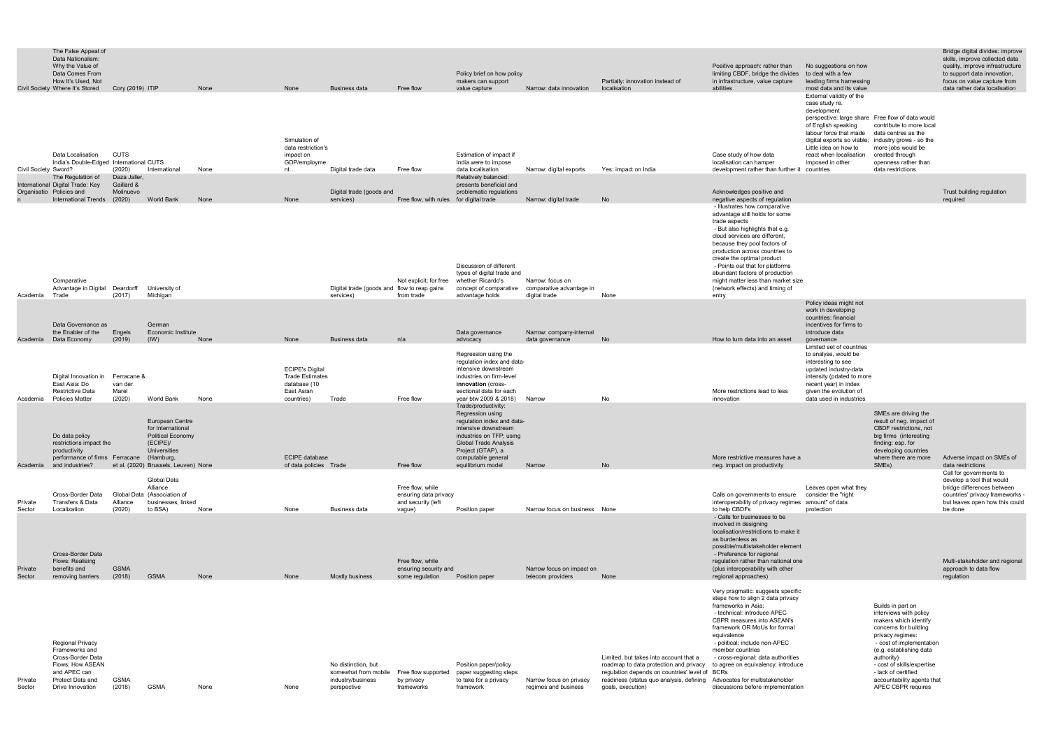| | | | | | | | | | | | | | | |
|---|---|---|---|---|---|---|---|---|---|---|---|---|---|---|
| Civil Society | The False Appeal of Data Nationalism: Why the Value of Data Comes From How It's Used, Not Where It's Stored | Cory (2019) | ITIP | None | None | Business data | Free flow | Policy brief on how policy makers can support value capture | Narrow: data innovation | Partially: innovation instead of localisation | Positive approach: rather than limiting CBDF, bridge the divides in infrastructure, value capture abilities | No suggestions on how to deal with a few leading firms harnessing most data and its value | | Bridge digital divides: improve skills, improve collected data quality, improve infrastructure to support data innovation, focus on value capture from data rather data localisation |
| Civil Society | Data Localisation India's Double-Edged Sword? | CUTS International (2020) | CUTS International | None | Simulation of data restriction's impact on GDP/employment… | Digital trade data | Free flow | Estimation of impact if India were to impose data localisation | Narrow: digital exports | Yes: impact on India | Case study of how data localisation can hamper development rather than further it | External validity of the case study re. development perspective: large share of English speaking labour force that made digital exports so viable; Little idea on how to react when localisation imposed in other countries | Free flow of data would contribute to more local data centres as the industry grows - so the more jobs would be created through openness rather than data restrictions | |
| International Organisation | The Regulation of Digital Trade: Key Policies and International Trends | Daza Jaller, Gaillard & Molinuevo (2020) | World Bank | None | None | Digital trade (goods and services) | Free flow, with rules | Relatively balanced: presents beneficial and problematic regulations for digital trade | Narrow: digital trade | No | Acknowledges positive and negative aspects of regulation | | | Trust building regulation required |
| Academia | Comparative Advantage in Digital Trade | Deardorff (2017) | University of Michigan | | | Digital trade (goods and services) | Not explicit; for free flow to reap gains from trade | Discussion of different types of digital trade and whether Ricardo's concept of comparative advantage holds | Narrow: focus on comparative advantage in digital trade | None | - Illustrates how comparative advantage still holds for some trade aspects<br>- But also highlights that e.g. cloud services are different, because they pool factors of production across countries to create the optimal product<br>- Points out that for platforms abundant factors of production might matter less than market size (network effects) and timing of entry | | | |
| Academia | Data Governance as the Enabler of the Data Economy | Engels (2019) | German Economic Institute (IW) | None | None | Business data | n/a | Data governance advocacy | Narrow: company-internal data governance | No | How to turn data into an asset | Policy ideas might not work in developing countries: financial incentives for firms to introduce data governance | | |
| Academia | Digital Innovation in East Asia: Do Restrictive Data Policies Matter | Ferracane & van der Marel (2020) | World Bank | None | ECIPE's Digital Trade Estimates database (10 East Asian countries) | Trade | Free flow | Regression using the regulation index and data-intensive downstream industries on firm-level **innovation** (cross-sectional data for each year btw 2009 & 2018) | Narrow | No | More restrictions lead to less innovation | Limited set of countries to analyse, would be interesting to see updated industry-data intensity (pdated to more recent year) in index given the evolution of data used in industries | | |
| Academia | Do data policy restrictions impact the productivity performance of firms and industries? | Ferracane et al. (2020) | European Centre for International Political Economy (ECIPE)/ Universities (Hamburg, Brussels, Leuven) | None | ECIPE database of data policies | Trade | Free flow | Trade/productivity: Regression using regulation index and data-intensive downstream industries on TFP; using Global Trade Analysis Project (GTAP), a computable general equilibrium model | Narrow | No | More restrictive measures have a neg. impact on productivity | | SMEs are driving the result of neg. impact of CBDF restrictions, not big firms (interesting finding: esp. for developing countries where there are more SMEs) | Adverse impact on SMEs of data restrictions |
| Private Sector | Cross-Border Data Transfers & Data Localization | Global Data Alliance (2020) | Global Data Alliance (Association of businesses, linked to BSA) | None | None | Business data | Free flow, while ensuring data privacy and security (left vague) | Position paper | Narrow focus on business | None | Calls on governments to ensure interoperability of privacy regimes to help CBDFs | Leaves open what they consider the "right amount" of data protection | | Call for governments to develop a tool that would bridge differences between countries' privacy frameworks - but leaves open how this could be done |
| Private Sector | Cross-Border Data Flows: Realising benefits and removing barriers | GSMA (2018) | GSMA | None | None | Mostly business | Free flow, while ensuring security and some regulation | Position paper | Narrow focus on impact on telecom providers | None | - Calls for businesses to be involved in designing localisation/restrictions to make it as burdenless as possible/multistakeholder element<br>- Preference for regional regulation rather than national one (plus interoperability with other regional approaches) | | | Multi-stakeholder and regional approach to data flow regulation |
| Private Sector | Regional Privacy Frameworks and Cross-Border Data Flows: How ASEAN and APEC can Protect Data and Drive Innovation | GSMA (2018) | GSMA | None | None | No distinction, but somewhat from mobile industry/business perspective | Free flow supported by privacy frameworks | Position paper/policy paper suggesting steps to take for a privacy framework | Narrow focus on privacy regimes and business | Limited, but takes into account that a roadmap to data protection and privacy regulation depends on countries' level of readiness (status quo analysis, defining goals, execution) | Very pragmatic: suggests specific steps how to align 2 data privacy frameworks in Asia:<br>- technical: introduce APEC CBPR measures into ASEAN's framework OR MoUs for formal equivalence<br>- political: include non-APEC member countries<br>- cross-regional: data authorities to agree on equivalency; introduce BCRs<br>Advocates for multistakeholder discussions before implementation | | Builds in part on interviews with policy makers which identify concerns for building privacy regimes:<br>- cost of implementation (e.g. establishing data authority)<br>- cost of skills/expertise<br>- lack of certified accountability agents that APEC CBPR requires | |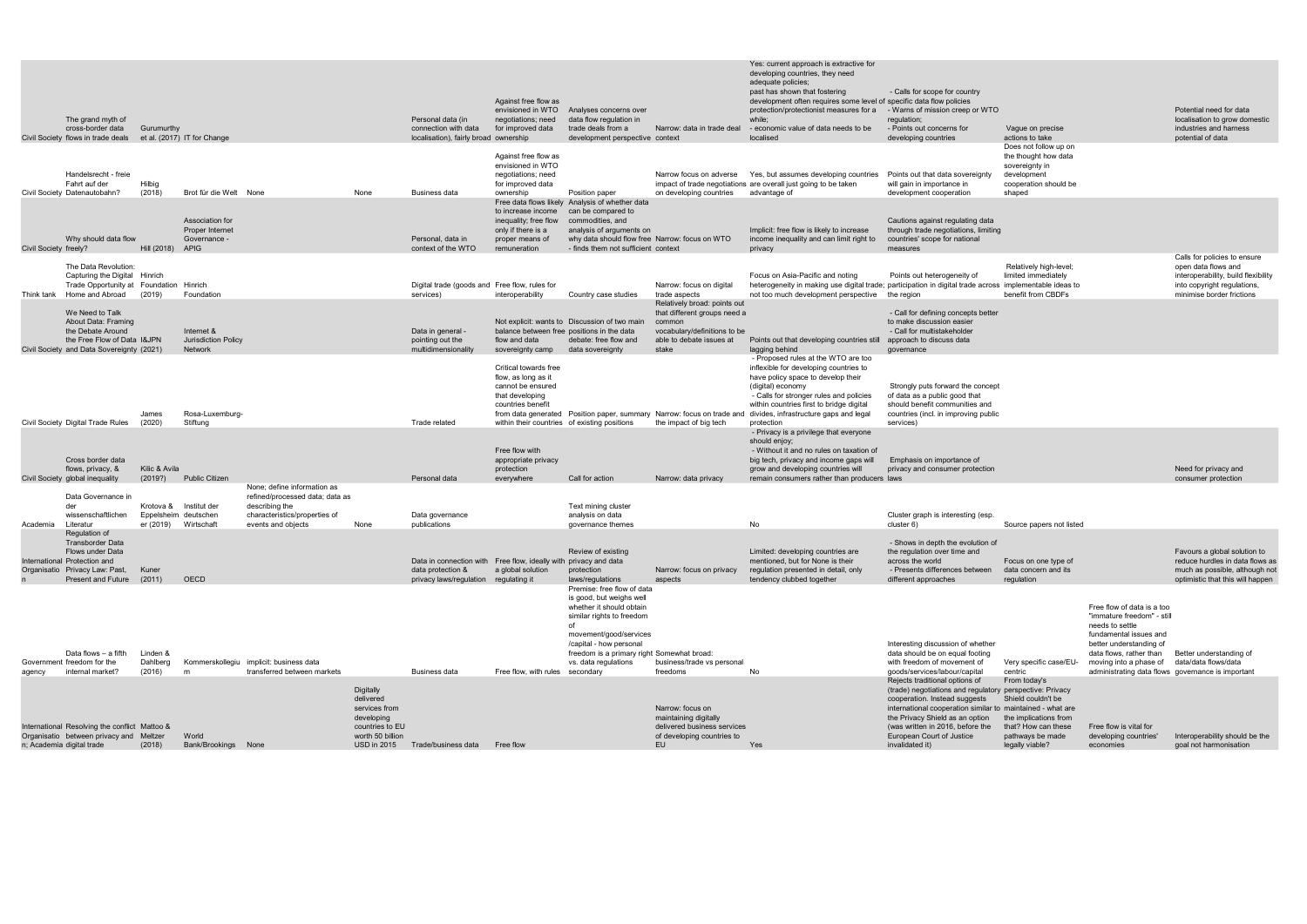| | | | | | | | | | | | | | | |
|---|---|---|---|---|---|---|---|---|---|---|---|---|---|---|
| Civil Society | The grand myth of cross-border data flows in trade deals | Gurumurthy et al. (2017) | IT for Change | | | Personal data (in connection with data localisation), fairly broad | Against free flow as envisioned in WTO negotiations; need for improved data ownership | Analyses concerns over data flow regulation in trade deals from a development perspective | Narrow: data in trade deal context | Yes: current approach is extractive for developing countries, they need adequate policies; past has shown that fostering development often requires some level of protection/protectionist measures for a while; - economic value of data needs to be localised | - Calls for scope for country specific data flow policies - Warns of mission creep or WTO regulation; - Points out concerns for developing countries | Vague on precise actions to take | | Potential need for data localisation to grow domestic industries and harness potential of data |
| Civil Society | Handelsrecht - freie Fahrt auf der Datenautobahn? | Hilbig (2018) | Brot für die Welt | None | None | Business data | Against free flow as envisioned in WTO negotiations; need for improved data ownership | Position paper | Narrow focus on adverse impact of trade negotiations on developing countries | Yes, but assumes developing countries are overall just going to be taken advantage of | Points out that data sovereignty will gain in importance in development cooperation | Does not follow up on the thought how data sovereignty in development cooperation should be shaped | | |
| Civil Society | Why should data flow freely? | Hill (2018) | Association for Proper Internet Governance - APIG | | | Personal, data in context of the WTO | Free data flows likely to increase income inequality; free flow only if there is a proper means of remuneration | Analysis of whether data can be compared to commodities, and analysis of arguments on why data should flow free - finds them not sufficient | Narrow: focus on WTO context | Implicit: free flow is likely to increase income inequality and can limit right to privacy | Cautions against regulating data through trade negotiations, limiting countries' scope for national measures | | | |
| Think tank | The Data Revolution: Capturing the Digital Trade Opportunity at Home and Abroad | Hinrich Foundation (2019) | Hinrich Foundation | | | Digital trade (goods and services) | Free flow, rules for interoperability | Country case studies | Narrow: focus on digital trade aspects | Focus on Asia-Pacific and noting heterogeneity in making use digital trade; not too much development perspective | Points out heterogeneity of participation in digital trade across the region | Relatively high-level; limited immediately implementable ideas to benefit from CBDFs | | Calls for policies to ensure open data flows and interoperability, build flexibility into copyright regulations, minimise border frictions |
| Civil Society | We Need to Talk About Data: Framing the Debate Around the Free Flow of Data and Data Sovereignty | I&JPN (2021) | Internet & Jurisdiction Policy Network | | | Data in general - pointing out the multidimensionality | Not explicit: wants to balance between free flow and data sovereignty camp | Discussion of two main positions in the data debate: free flow and data sovereignty | Relatively broad: points out that different groups need a common vocabulary/definitions to be able to debate issues at stake | Points out that developing countries still lagging behind | - Call for defining concepts better to make discussion easier - Call for multistakeholder approach to discuss data governance | | | |
| Civil Society | Digital Trade Rules | James (2020) | Rosa-Luxemburg-Stiftung | | | Trade related | Critical towards free flow, as long as it cannot be ensured that developing countries benefit from data generated within their countries | Position paper, summary of existing positions | Narrow: focus on trade and the impact of big tech | - Proposed rules at the WTO are too inflexible for developing countries to have policy space to develop their (digital) economy - Calls for stronger rules and policies within countries first to bridge digital divides, infrastructure gaps and legal protection | Strongly puts forward the concept of data as a public good that should benefit communities and countries (incl. in improving public services) | | | |
| Civil Society | Cross border data flows, privacy, & global inequality | Kilic & Avila (2019?) | Public Citizen | | | Personal data | Free flow with appropriate privacy protection everywhere | Call for action | Narrow: data privacy | - Privacy is a privilege that everyone should enjoy; - Without it and no rules on taxation of big tech, privacy and income gaps will grow and developing countries will remain consumers rather than producers | Emphasis on importance of privacy and consumer protection laws | | | Need for privacy and consumer protection |
| Academia | Data Governance in der wissenschaftlichen Literatur | Krotova & Eppelsheim (2019) | Institut der deutschen Wirtschaft | None; define information as refined/processed data; data as describing the characteristics/properties of events and objects | None | Data governance publications | | Text mining cluster analysis on data governance themes | | No | Cluster graph is interesting (esp. cluster 6) | Source papers not listed | | |
| International Organisation | Regulation of Transborder Data Flows under Data Protection and Privacy Law: Past, Present and Future | Kuner (2011) | OECD | | | Data in connection with data protection & privacy laws/regulation | Free flow, ideally with a global solution regulating it | Review of existing privacy and data protection laws/regulations | Narrow: focus on privacy aspects | Limited: developing countries are mentioned, but for None is their regulation presented in detail, only tendency clubbed together | - Shows in depth the evolution of the regulation over time and across the world - Presents differences between different approaches | Focus on one type of data concern and its regulation | | Favours a global solution to reduce hurdles in data flows as much as possible, although not optimistic that this will happen |
| Government agency | Data flows – a fifth freedom for the internal market? | Linden & Dahlberg (2016) | Kommerskollegium | implicit: business data transferred between markets | | Business data | Free flow, with rules | Premise: free flow of data is good, but weighs well whether it should obtain similar rights to freedom of movement/good/services/capital - how personal freedom is a primary right vs. data regulations secondary | Somewhat broad: business/trade vs personal freedoms | No | Interesting discussion of whether data should be on equal footing with freedom of movement of goods/services/labour/capital | Very specific case/EU-centric | Free flow of data is a too "immature freedom" - still needs to settle fundamental issues and better understanding of data flows, rather than moving into a phase of administrating data flows | Better understanding of data/data flows governance is important |
| International Organisation; Academia | Resolving the conflict between privacy and digital trade | Mattoo & Meltzer (2018) | World Bank/Brookings | None | Digitally delivered services from developing countries to EU worth 50 billion USD in 2015 | Trade/business data | Free flow | | Narrow: focus on maintaining digitally delivered business services of developing countries to EU | Yes | Rejects traditional options of (trade) negotiations and regulatory cooperation. Instead suggests international cooperation similar to the Privacy Shield as an option (was written in 2016, before the European Court of Justice invalidated it) | From today's perspective: Privacy Shield couldn't be maintained - what are the implications from that? How can these pathways be made legally viable? | Free flow is vital for developing countries' economies | Interoperability should be the goal not harmonisation |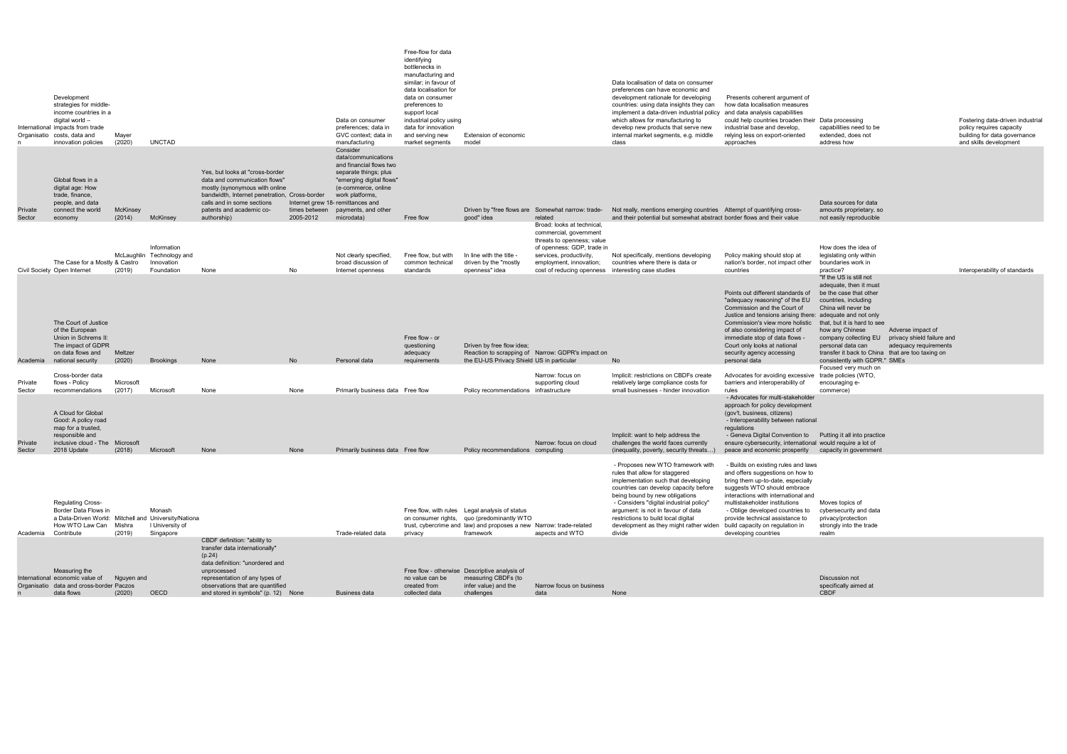| | | | | | | | | | | | | | | |
|---|---|---|---|---|---|---|---|---|---|---|---|---|---|---|
| International Organisation | Development strategies for middle-income countries in a digital world -- impacts from trade costs, data and innovation policies | Mayer (2020) | UNCTAD | | | Data on consumer preferences; data in GVC context; data in manufacturing | Free-flow for data identifying bottlenecks in manufacturing and similar; in favour of data localisation for data on consumer preferences to support local industrial policy using data for innovation and serving new market segments | Extension of economic model | | Data localisation of data on consumer preferences can have economic and development rationale for developing countries: using data insights they can implement a data-driven industrial policy which allows for manufacturing to develop new products that serve new internal market segments, e.g. middle class | Presents coherent argument of how data localisation measures and data analysis capabilities could help countries broaden their industrial base and develop, relying less on export-oriented approaches | Data processing capabilities need to be extended, does not address how | | Fostering data-driven industrial policy requires capacity building for data governance and skills development |
| Private Sector | Global flows in a digital age: How trade, finance, people, and data connect the world economy | McKinsey (2014) | McKinsey | Yes, but looks at "cross-border data and communication flows" mostly (synonymous with online bandwidth, Internet penetration, calls and in some sections patents and academic co-authorship) | Cross-border Internet grew 18-times between 2005-2012 | Consider data/communications and financial flows two separate things; plus "emerging digital flows" (e-commerce, online work platforms, remittances and payments, and other microdata) | Free flow | Driven by "free flows are good" idea | Somewhat narrow: trade-related | Not really, mentions emerging countries and their potential but somewhat abstract | Attempt of quantifying cross-border flows and their value | Data sources for data amounts proprietary, so not easily reproducible | | |
| Civil Society | The Case for a Mostly Open Internet | McLaughlin & Castro (2019) | Information Technology and Innovation Foundation | None | No | Not clearly specified, broad discussion of Internet openness | Free flow, but with common technical standards | In line with the title - driven by the "mostly openness" idea | Broad: looks at technical, commercial, government threats to openness; value of openness: GDP, trade in services, productivity, employment, innovation; cost of reducing openness | Not specifically, mentions developing countries where there is data or interesting case studies | Policy making should stop at nation's border, not impact other countries | How does the idea of legislating only within boundaries work in practice? | | Interoperability of standards |
| Academia | The Court of Justice of the European Union in Schrems II: The impact of GDPR on data flows and national security | Meltzer (2020) | Brookings | None | No | Personal data | Free flow - or questioning adequacy requirements | Driven by free flow idea; Reaction to scrapping of the EU-US Privacy Shield in particular | Narrow: GDPR's impact on US | No | Points out different standards of "adequacy reasoning" of the EU Commission and the Court of Justice and tensions arising there: Commission's view more holistic of also considering impact of immediate stop of data flows - Court only looks at national security agency accessing personal data | "If the US is still not adequate, then it must be the case that other countries, including China will never be adequate and not only that, but it is hard to see how any Chinese company collecting EU personal data can transfer it back to China consistently with GDPR." | Adverse impact of privacy shield failure and adequacy requirements that are too taxing on SMEs | |
| Private Sector | Cross-border data flows - Policy recommendations | Microsoft (2017) | Microsoft | None | None | Primarily business data | Free flow | Policy recommendations | Narrow: focus on supporting cloud infrastructure | Implicit: restrictions on CBDFs create relatively large compliance costs for small businesses - hinder innovation | Advocates for avoiding excessive barriers and interoperability of rules | Focused very much on trade policies (WTO, encouraging e-commerce) | | |
| Private Sector | A Cloud for Global Good: A policy road map for a trusted, responsible and inclusive cloud - The 2018 Update | Microsoft (2018) | Microsoft | None | None | Primarily business data | Free flow | Policy recommendations | Narrow: focus on cloud computing | Implicit: want to help address the challenges the world faces currently (inequality, poverty, security threats…) | - Advocates for multi-stakeholder approach for policy development (gov't, business, citizens)<br>- Interoperability between national regulations<br>- Geneva Digital Convention to ensure cybersecurity, international peace and economic prosperity | Putting it all into practice would require a lot of capacity in government | | |
| Academia | Regulating Cross-Border Data Flows in a Data-Driven World: How WTO Law Can Contribute | Mitchell and Mishra (2019) | Monash University/National University of Singapore | | | Trade-related data | Free flow, with rules on consumer rights, trust, cybercrime and privacy | Legal analysis of status quo (predominantly WTO law) and proposes a new framework | Narrow: trade-related aspects and WTO | - Proposes new WTO framework with rules that allow for staggered implementation such that developing countries can develop capacity before being bound by new obligations<br>- Considers "digital industrial policy" argument: is not in favour of data restrictions to build local digital development as they might rather widen divide | - Builds on existing rules and laws and offers suggestions on how to bring them up-to-date, especially suggests WTO should embrace interactions with international and multistakeholder institutions<br>- Oblige developed countries to provide technical assistance to build capacity on regulation in developing countries | Moves topics of cybersecurity and data privacy/protection strongly into the trade realm | | |
| International Organisation | Measuring the economic value of data and cross-border data flows | Nguyen and Paczos (2020) | OECD | CBDF definition: "ability to transfer data internationally" (p.24)<br>data definition: "unordered and unprocessed representation of any types of observations that are quantified and stored in symbols" (p. 12) | None | Business data | Free flow - otherwise no value can be created from collected data | Descriptive analysis of measuring CBDFs (to infer value) and the challenges | Narrow focus on business data | None | | Discussion not specifically aimed at CBDF | | |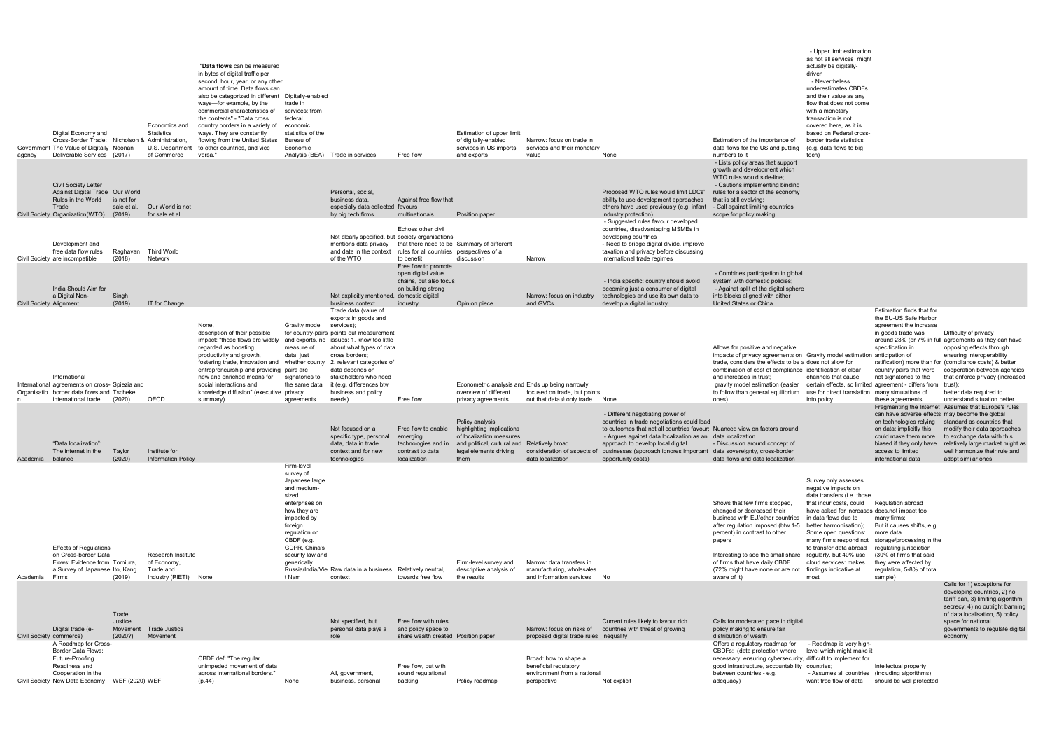| | | | | | | | | | | | | | | |
|---|---|---|---|---|---|---|---|---|---|---|---|---|---|---|
| Government agency | Digital Economy and Cross-Border Trade: The Value of Digitally Deliverable Services | Nicholson & Noonan (2017) | Economics and Statistics Administration, U.S. Department of Commerce | "**Data flows** can be measured in bytes of digital traffic per second, hour, year, or any other amount of time. Data flows can also be categorized in different ways—for example, by the commercial characteristics of the contents" - "Data cross country borders in a variety of ways. They are constantly flowing from the United States to other countries, and vice versa." | Digitally-enabled trade in services; from federal economic statistics of the Bureau of Economic Analysis (BEA) | Trade in services | Free flow | Estimation of upper limit of digitally-enabled services in US imports and exports | Narrow: focus on trade in services and their monetary value | None | Estimation of the importance of data flows for the US and putting numbers to it | - Upper limit estimation as not all services might actually be digitally-driven<br>- Nevertheless underestimates CBDFs and their value as any flow that does not come with a monetary transaction is not covered here, as it is based on Federal cross-border trade statistics (e.g. data flows to big tech) | | |
| Civil Society | Civil Society Letter Against Digital Trade Rules in the World Trade Organization(WTO) | Our World is not for sale et al. (2019) | Our World is not for sale et al | | | Personal, social, business data, especially data collected by big tech firms | Against free flow that favours multinationals | Position paper | | Proposed WTO rules would limit LDCs' ability to use development approaches others have used previously (e.g. infant industry protection) | - Lists policy areas that support growth and development which WTO rules would side-line;<br>- Cautions implementing binding rules for a sector of the economy that is still evolving;<br>- Call against limiting countries' scope for policy making | | | |
| Civil Society | Development and free data flow rules are incompatible | Raghavan (2018) | Third World Network | | | Not clearly specified, but mentions data privacy and data in the context of the WTO | Echoes other civil society organisations that there need to be rules for all countries to benefit | Summary of different perspectives of a discussion | Narrow | - Suggested rules favour developed countries, disadvantaging MSMEs in developing countries<br>- Need to bridge digital divide, improve taxation and privacy before discussing international trade regimes | | | | |
| Civil Society | India Should Aim for a Digital Non-Alignment | Singh (2019) | IT for Change | | | Not explicitly mentioned, business context | Free flow to promote open digital value chains, but also focus on building strong domestic digital industry | Opinion piece | Narrow: focus on industry and GVCs | - India specific: country should avoid becoming just a consumer of digital technologies and use its own data to develop a digital industry | - Combines participation in global system with domestic policies;<br>- Against split of the digital sphere into blocks aligned with either United States or China | | | |
| International Organisation | International agreements on cross-border data flows and international trade | Spiezia and Tscheke (2020) | OECD | None, description of their possible impact: "these flows are widely regarded as boosting productivity and growth, fostering trade, innovation and entrepreneurship and providing new and enriched means for social interactions and knowledge diffusion" (executive summary) | Gravity model for country-pairs and exports, no measure of data, just whether county pairs are signatories to the same data privacy agreements | Trade data (value of exports in goods and services); points out measurement issues: 1. know too little about what types of data cross borders; 2. relevant categories of data depends on stakeholders who need it (e.g. differences btw business and policy needs) | Free flow | Econometric analysis and overview of different privacy agreements | Ends up being narrowly focused on trade, but points out that data ≠ only trade | None | Allows for positive and negative impacts of privacy agreements on trade, considers the effects to be a combination of cost of compliance and increases in trust;<br>gravity model estimation (easier to follow than general equilibrium ones) | Gravity model estimation does not allow for identification of clear channels that cause certain effects, so limited use for direct translation into policy | Estimation finds that for the EU-US Safe Harbor agreement the increase in goods trade was around 23% (or 7% in full specification in anticipation of ratification) more than for country pairs that were not signatories to these agreements | Difficulty of privacy agreements as they can have opposing effects through ensuring interoperability (compliance costs) & better cooperation between agencies that enforce privacy (increased trust);<br>better data required to understand situation better |
| Academia | "Data localization": The internet in the balance | Taylor (2020) | Institute for Information Policy | | | Not focused on a specific type, personal data, data in trade context and for new technologies | Free flow to enable emerging technologies and in contrast to data localization | Policy analysis highlighting implications of localization measures and political, cultural and legal elements driving them | Relatively broad consideration of aspects of data localization | - Different negotiating power of countries in trade negotiations could lead to outcomes that not all countries favour;<br>- Argues against data localization as an approach to develop local digital businesses (approach ignores important opportunity costs) | Nuanced view on factors around data localization<br>- Discussion around concept of data sovereignty, cross-border data flows and data localization | | Fragmenting the Internet can have adverse effects on technologies relying on data; implicitly this could make them more biased if they only have access to limited international data | Assumes that Europe's rules may become the global standard as countries that modify their data approaches to exchange data with this relatively large market might as well harmonize their rule and adopt similar ones |
| Academia | Effects of Regulations on Cross-border Data Flows: Evidence from a Survey of Japanese Firms | Tomiura, Ito, Kang (2019) | Research Institute of Economy, Trade and Industry (RIETI) | None | Firm-level survey of Japanese large and medium-sized enterprises on how they are impacted by foreign regulation on CBDF (e.g. GDPR, China's security law and generically Russia/India/Viet Nam | Raw data in a business context | Relatively neutral, towards free flow | Firm-level survey and descriptive analysis of the results | Narrow: data transfers in manufacturing, wholesales and information services | No | Shows that few firms stopped, changed or decreased their business with EU/other countries after regulation imposed (btw 1-5 percent) in contrast to other papers<br><br>Interesting to see the small share of firms that have daily CBDF (72% might have none or are not aware of it) | Survey only assesses negative impacts on data transfers (i.e. those that incur costs, could have asked for increases in data flows due to better harmonisation);<br>Some open questions: many firms respond not to transfer data abroad regularly, but 40% use cloud services: makes findings indicative at most | Regulation abroad does not impact too many firms;<br>But it causes shifts, e.g. more data storage/processing in the regulating jurisdiction (30% of firms that said they were affected by regulation, 5-8% of total sample) | |
| Civil Society | Digital trade (e-commerce) | Trade Justice Movement (2020?) | Trade Justice Movement | | | Not specified, but personal data plays a role | Free flow with rules and policy space to share wealth created | Position paper | Narrow: focus on risks of proposed digital trade rules | Current rules likely to favour rich countries with threat of growing inequality | Calls for moderated pace in digital policy making to ensure fair distribution of wealth | | | Calls for 1) exceptions for developing countries, 2) no tariff ban, 3) limiting algorithm secrecy, 4) no outright banning of data localisation, 5) policy space for national governments to regulate digital economy |
| Civil Society | A Roadmap for Cross-Border Data Flows: Future-Proofing Readiness and Cooperation in the New Data Economy | WEF (2020) | WEF | CBDF def: "The regular unimpeded movement of data across international borders." (p.44) | None | All, government, business, personal | Free flow, but with sound regulational backing | Policy roadmap | Broad: how to shape a beneficial regulatory environment from a national perspective | Not explicit | Offers a regulatory roadmap for CBDFs: (data protection where necessary, ensuring cybersecurity, good infrastructure, accountability between countries - e.g. adequacy) | - Roadmap is very high-level which might make it difficult to implement for countries;<br>- Assumes all countries want free flow of data | Intellectual property (including algorithms) should be well protected | |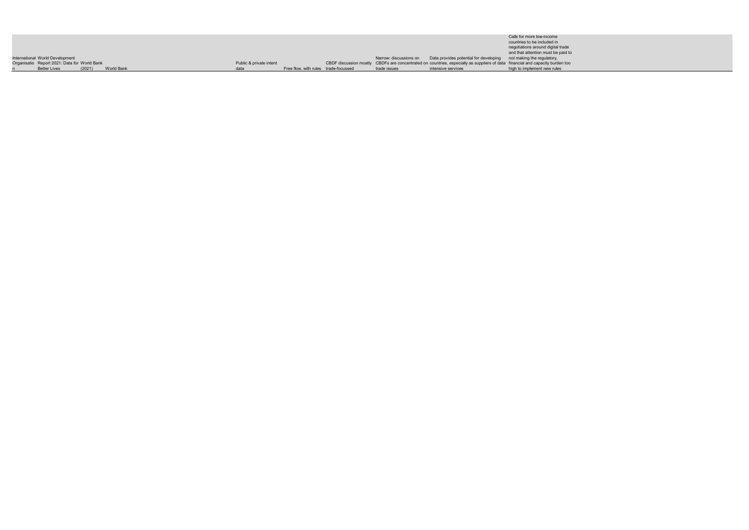| | | | | | | | | | | |
|---|---|---|---|---|---|---|---|---|---|---|
| International Organisation | World Development Report 2021: Data for Better Lives | World Bank (2021) | World Bank | | Public & private intent data | Free flow, with rules | CBDF discussion mostly trade-focussed | Narrow: discussions on trade issues | Data provides potential for developing countries, especially as suppliers of data intensive services | Calls for more low-income countries to be included in negotiations around digital trade and that attention must be paid to not making the regulatory, financial and capacity burden too high to implement new rules |